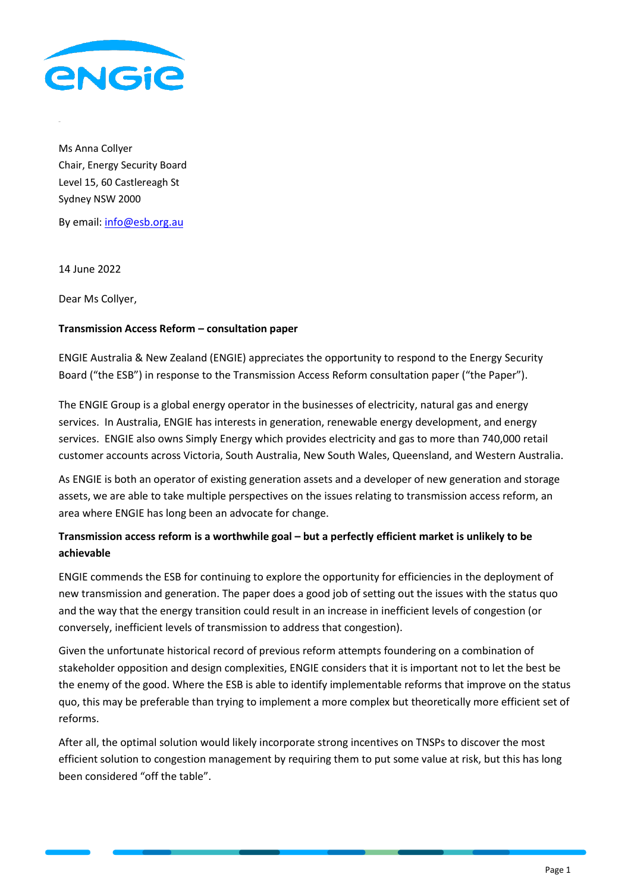Ms Anna Collyer
Chair, Energy Security Board
Level 15, 60 Castlereagh St
Sydney NSW 2000

By email: info@esb.org.au

14 June 2022

Dear Ms Collyer,

**Transmission Access Reform – consultation paper**

ENGIE Australia & New Zealand (ENGIE) appreciates the opportunity to respond to the Energy Security Board ("the ESB") in response to the Transmission Access Reform consultation paper ("the Paper").

The ENGIE Group is a global energy operator in the businesses of electricity, natural gas and energy services. In Australia, ENGIE has interests in generation, renewable energy development, and energy services. ENGIE also owns Simply Energy which provides electricity and gas to more than 740,000 retail customer accounts across Victoria, South Australia, New South Wales, Queensland, and Western Australia.

As ENGIE is both an operator of existing generation assets and a developer of new generation and storage assets, we are able to take multiple perspectives on the issues relating to transmission access reform, an area where ENGIE has long been an advocate for change.

**Transmission access reform is a worthwhile goal – but a perfectly efficient market is unlikely to be achievable**

ENGIE commends the ESB for continuing to explore the opportunity for efficiencies in the deployment of new transmission and generation. The paper does a good job of setting out the issues with the status quo and the way that the energy transition could result in an increase in inefficient levels of congestion (or conversely, inefficient levels of transmission to address that congestion).

Given the unfortunate historical record of previous reform attempts foundering on a combination of stakeholder opposition and design complexities, ENGIE considers that it is important not to let the best be the enemy of the good. Where the ESB is able to identify implementable reforms that improve on the status quo, this may be preferable than trying to implement a more complex but theoretically more efficient set of reforms.

After all, the optimal solution would likely incorporate strong incentives on TNSPs to discover the most efficient solution to congestion management by requiring them to put some value at risk, but this has long been considered "off the table".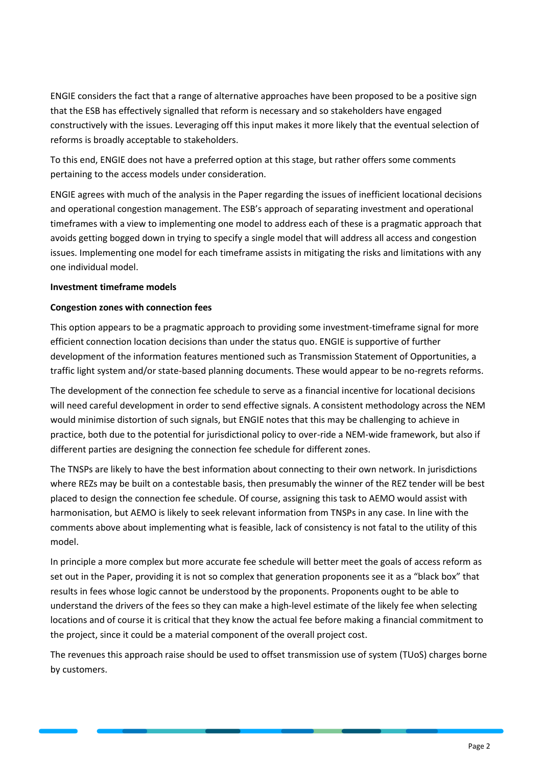ENGIE considers the fact that a range of alternative approaches have been proposed to be a positive sign that the ESB has effectively signalled that reform is necessary and so stakeholders have engaged constructively with the issues. Leveraging off this input makes it more likely that the eventual selection of reforms is broadly acceptable to stakeholders.

To this end, ENGIE does not have a preferred option at this stage, but rather offers some comments pertaining to the access models under consideration.

ENGIE agrees with much of the analysis in the Paper regarding the issues of inefficient locational decisions and operational congestion management. The ESB's approach of separating investment and operational timeframes with a view to implementing one model to address each of these is a pragmatic approach that avoids getting bogged down in trying to specify a single model that will address all access and congestion issues. Implementing one model for each timeframe assists in mitigating the risks and limitations with any one individual model.

**Investment timeframe models**

**Congestion zones with connection fees**

This option appears to be a pragmatic approach to providing some investment-timeframe signal for more efficient connection location decisions than under the status quo. ENGIE is supportive of further development of the information features mentioned such as Transmission Statement of Opportunities, a traffic light system and/or state-based planning documents. These would appear to be no-regrets reforms.

The development of the connection fee schedule to serve as a financial incentive for locational decisions will need careful development in order to send effective signals. A consistent methodology across the NEM would minimise distortion of such signals, but ENGIE notes that this may be challenging to achieve in practice, both due to the potential for jurisdictional policy to over-ride a NEM-wide framework, but also if different parties are designing the connection fee schedule for different zones.

The TNSPs are likely to have the best information about connecting to their own network. In jurisdictions where REZs may be built on a contestable basis, then presumably the winner of the REZ tender will be best placed to design the connection fee schedule. Of course, assigning this task to AEMO would assist with harmonisation, but AEMO is likely to seek relevant information from TNSPs in any case. In line with the comments above about implementing what is feasible, lack of consistency is not fatal to the utility of this model.

In principle a more complex but more accurate fee schedule will better meet the goals of access reform as set out in the Paper, providing it is not so complex that generation proponents see it as a "black box" that results in fees whose logic cannot be understood by the proponents. Proponents ought to be able to understand the drivers of the fees so they can make a high-level estimate of the likely fee when selecting locations and of course it is critical that they know the actual fee before making a financial commitment to the project, since it could be a material component of the overall project cost.

The revenues this approach raise should be used to offset transmission use of system (TUoS) charges borne by customers.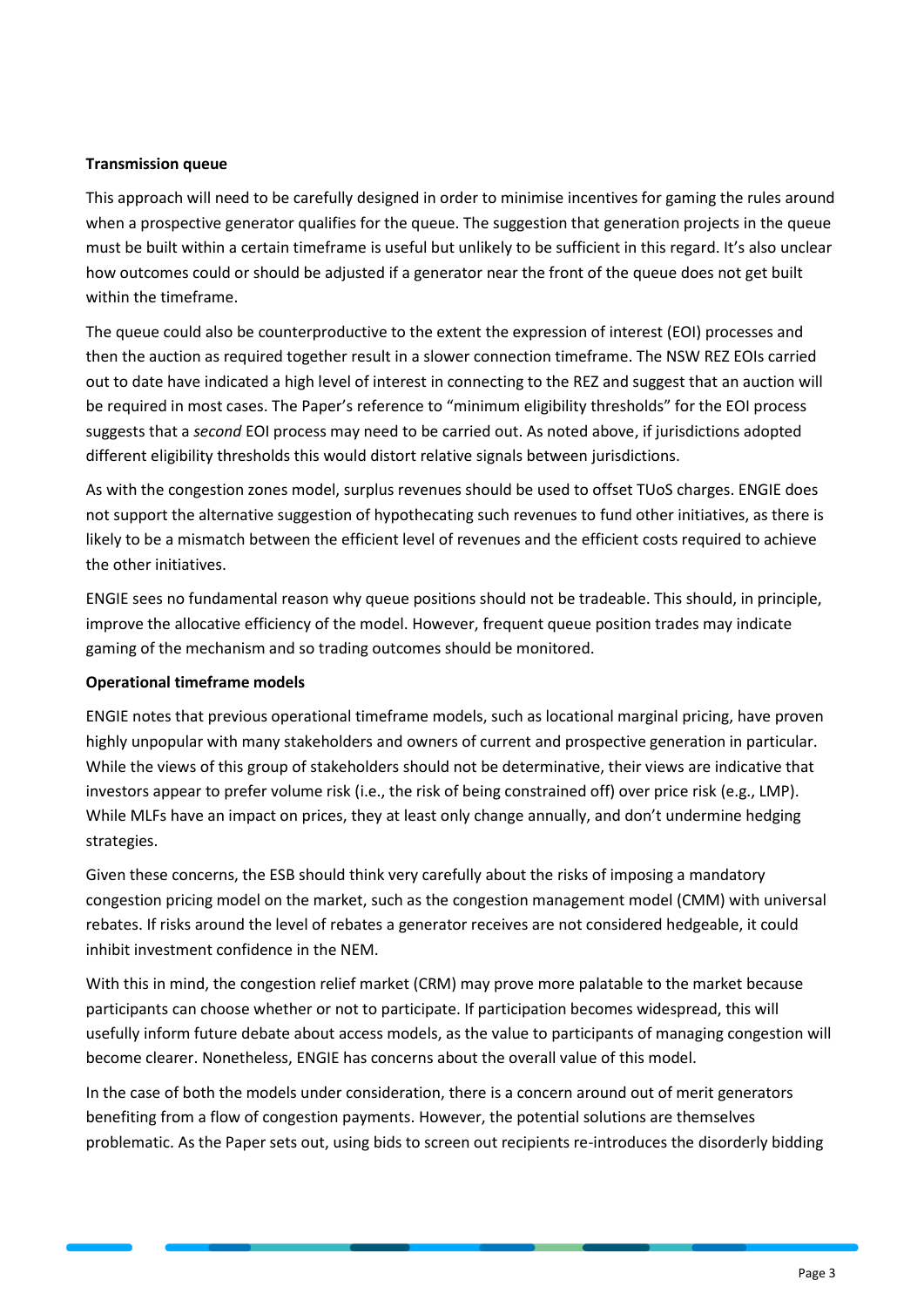**Transmission queue**

This approach will need to be carefully designed in order to minimise incentives for gaming the rules around when a prospective generator qualifies for the queue. The suggestion that generation projects in the queue must be built within a certain timeframe is useful but unlikely to be sufficient in this regard. It's also unclear how outcomes could or should be adjusted if a generator near the front of the queue does not get built within the timeframe.

The queue could also be counterproductive to the extent the expression of interest (EOI) processes and then the auction as required together result in a slower connection timeframe. The NSW REZ EOIs carried out to date have indicated a high level of interest in connecting to the REZ and suggest that an auction will be required in most cases. The Paper's reference to "minimum eligibility thresholds" for the EOI process suggests that a *second* EOI process may need to be carried out. As noted above, if jurisdictions adopted different eligibility thresholds this would distort relative signals between jurisdictions.

As with the congestion zones model, surplus revenues should be used to offset TUoS charges. ENGIE does not support the alternative suggestion of hypothecating such revenues to fund other initiatives, as there is likely to be a mismatch between the efficient level of revenues and the efficient costs required to achieve the other initiatives.

ENGIE sees no fundamental reason why queue positions should not be tradeable. This should, in principle, improve the allocative efficiency of the model. However, frequent queue position trades may indicate gaming of the mechanism and so trading outcomes should be monitored.

**Operational timeframe models**

ENGIE notes that previous operational timeframe models, such as locational marginal pricing, have proven highly unpopular with many stakeholders and owners of current and prospective generation in particular. While the views of this group of stakeholders should not be determinative, their views are indicative that investors appear to prefer volume risk (i.e., the risk of being constrained off) over price risk (e.g., LMP). While MLFs have an impact on prices, they at least only change annually, and don't undermine hedging strategies.

Given these concerns, the ESB should think very carefully about the risks of imposing a mandatory congestion pricing model on the market, such as the congestion management model (CMM) with universal rebates. If risks around the level of rebates a generator receives are not considered hedgeable, it could inhibit investment confidence in the NEM.

With this in mind, the congestion relief market (CRM) may prove more palatable to the market because participants can choose whether or not to participate. If participation becomes widespread, this will usefully inform future debate about access models, as the value to participants of managing congestion will become clearer. Nonetheless, ENGIE has concerns about the overall value of this model.

In the case of both the models under consideration, there is a concern around out of merit generators benefiting from a flow of congestion payments. However, the potential solutions are themselves problematic. As the Paper sets out, using bids to screen out recipients re-introduces the disorderly bidding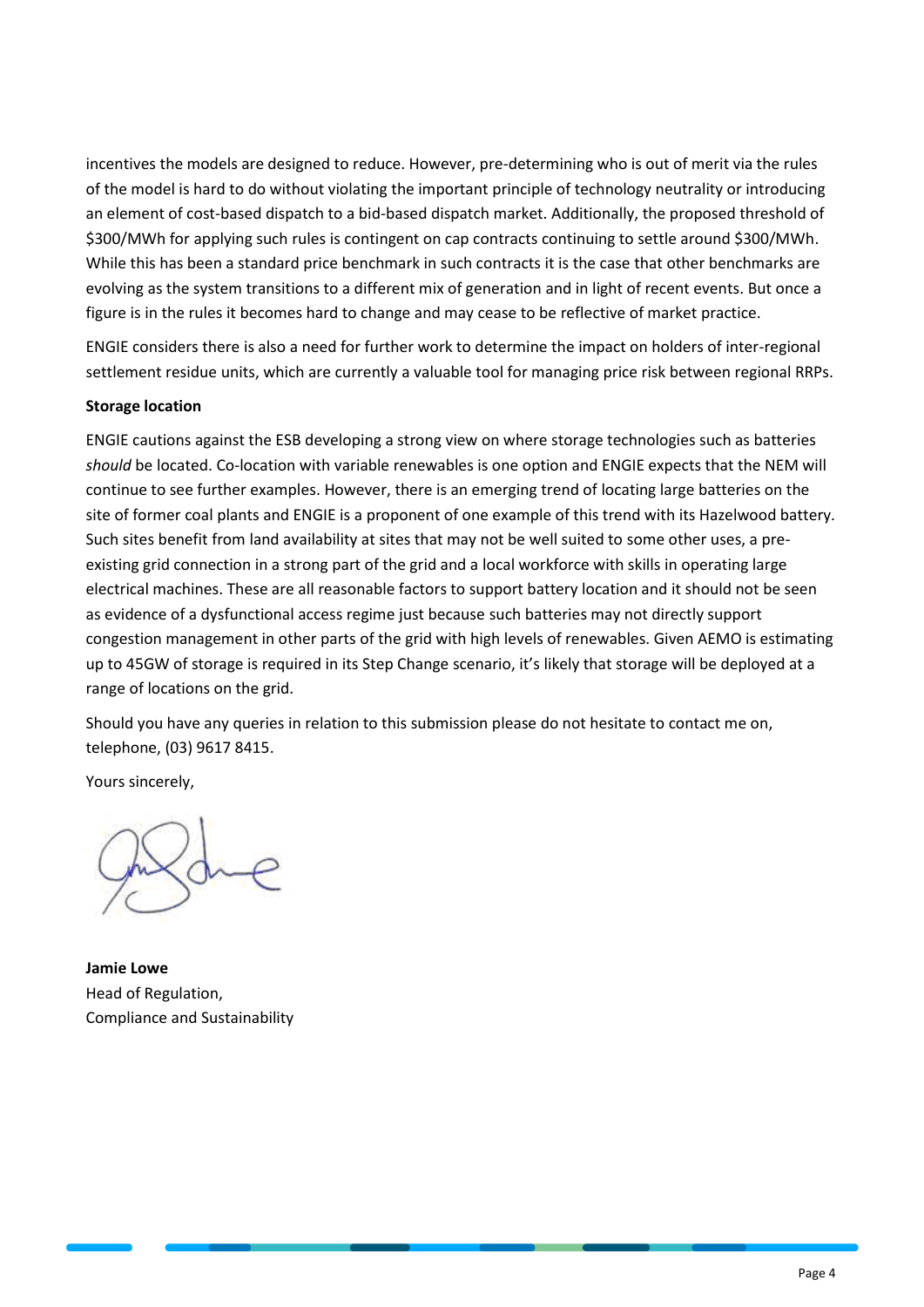incentives the models are designed to reduce. However, pre-determining who is out of merit via the rules of the model is hard to do without violating the important principle of technology neutrality or introducing an element of cost-based dispatch to a bid-based dispatch market. Additionally, the proposed threshold of $300/MWh for applying such rules is contingent on cap contracts continuing to settle around $300/MWh. While this has been a standard price benchmark in such contracts it is the case that other benchmarks are evolving as the system transitions to a different mix of generation and in light of recent events. But once a figure is in the rules it becomes hard to change and may cease to be reflective of market practice.

ENGIE considers there is also a need for further work to determine the impact on holders of inter-regional settlement residue units, which are currently a valuable tool for managing price risk between regional RRPs.

**Storage location**

ENGIE cautions against the ESB developing a strong view on where storage technologies such as batteries *should* be located. Co-location with variable renewables is one option and ENGIE expects that the NEM will continue to see further examples. However, there is an emerging trend of locating large batteries on the site of former coal plants and ENGIE is a proponent of one example of this trend with its Hazelwood battery. Such sites benefit from land availability at sites that may not be well suited to some other uses, a pre-existing grid connection in a strong part of the grid and a local workforce with skills in operating large electrical machines. These are all reasonable factors to support battery location and it should not be seen as evidence of a dysfunctional access regime just because such batteries may not directly support congestion management in other parts of the grid with high levels of renewables. Given AEMO is estimating up to 45GW of storage is required in its Step Change scenario, it's likely that storage will be deployed at a range of locations on the grid.

Should you have any queries in relation to this submission please do not hesitate to contact me on, telephone, (03) 9617 8415.

Yours sincerely,

**Jamie Lowe**
Head of Regulation,
Compliance and Sustainability